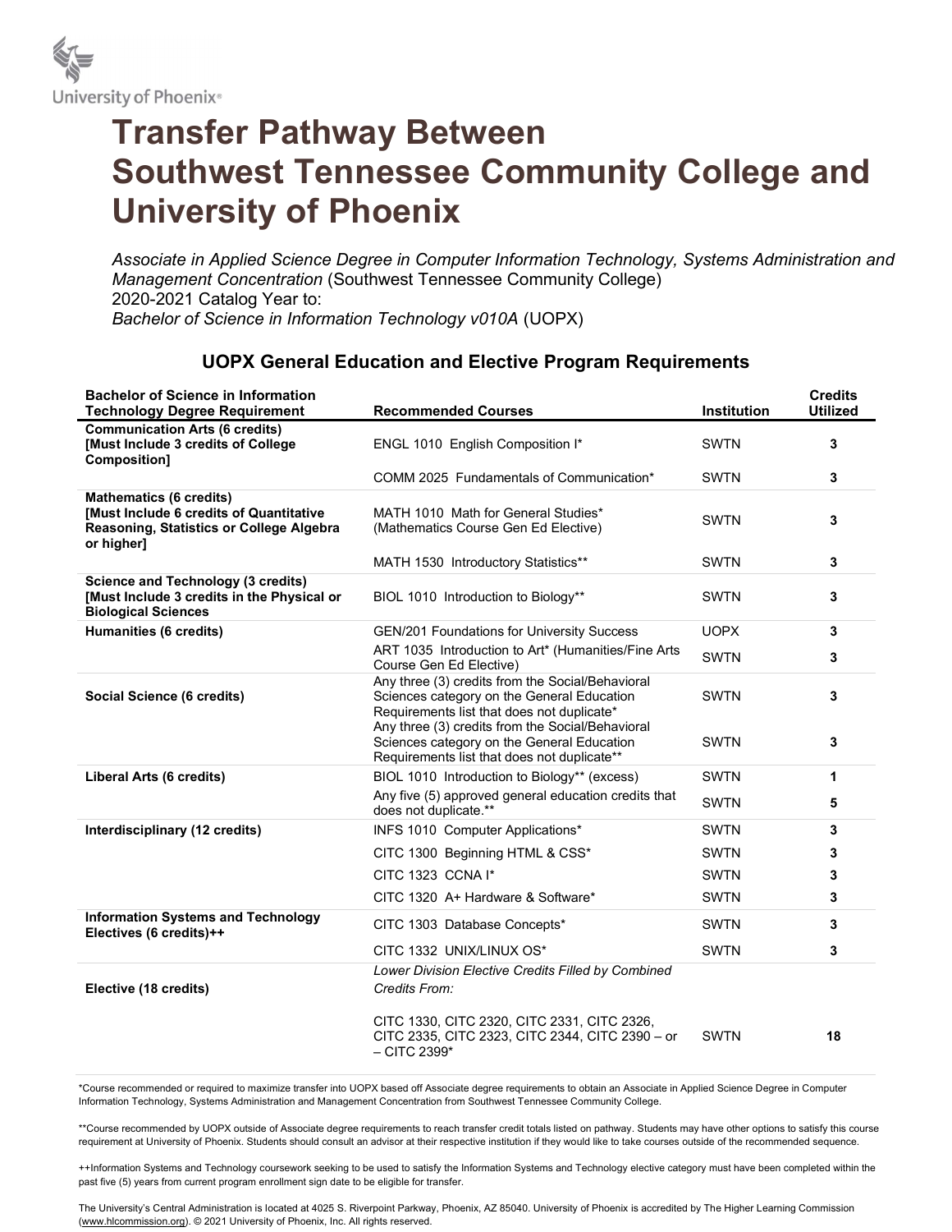# Transfer Pathway Between Southwest Tennessee Community College and University of Phoenix

*Associate in Applied Science Degree in Computer Information Technology, Systems Administration and Management Concentration* (Southwest Tennessee Community College)
2020-2021 Catalog Year to:
*Bachelor of Science in Information Technology v010A* (UOPX)

## UOPX General Education and Elective Program Requirements

| Bachelor of Science in Information Technology Degree Requirement | Recommended Courses | Institution | Credits Utilized |
|---|---|---|---|
| **Communication Arts (6 credits) [Must Include 3 credits of College Composition]** | ENGL 1010 English Composition I* | SWTN | **3** |
| | COMM 2025 Fundamentals of Communication* | SWTN | **3** |
| **Mathematics (6 credits) [Must Include 6 credits of Quantitative Reasoning, Statistics or College Algebra or higher]** | MATH 1010 Math for General Studies* (Mathematics Course Gen Ed Elective) | SWTN | **3** |
| | MATH 1530 Introductory Statistics** | SWTN | **3** |
| **Science and Technology (3 credits) [Must Include 3 credits in the Physical or Biological Sciences** | BIOL 1010 Introduction to Biology** | SWTN | **3** |
| **Humanities (6 credits)** | GEN/201 Foundations for University Success | UOPX | **3** |
| | ART 1035 Introduction to Art* (Humanities/Fine Arts Course Gen Ed Elective) | SWTN | **3** |
| **Social Science (6 credits)** | Any three (3) credits from the Social/Behavioral Sciences category on the General Education Requirements list that does not duplicate* | SWTN | **3** |
| | Any three (3) credits from the Social/Behavioral Sciences category on the General Education Requirements list that does not duplicate** | SWTN | **3** |
| **Liberal Arts (6 credits)** | BIOL 1010 Introduction to Biology** (excess) | SWTN | **1** |
| | Any five (5) approved general education credits that does not duplicate.** | SWTN | **5** |
| **Interdisciplinary (12 credits)** | INFS 1010 Computer Applications* | SWTN | **3** |
| | CITC 1300 Beginning HTML & CSS* | SWTN | **3** |
| | CITC 1323 CCNA I* | SWTN | **3** |
| | CITC 1320 A+ Hardware & Software* | SWTN | **3** |
| **Information Systems and Technology Electives (6 credits)++** | CITC 1303 Database Concepts* | SWTN | **3** |
| | CITC 1332 UNIX/LINUX OS* | SWTN | **3** |
| **Elective (18 credits)** | *Lower Division Elective Credits Filled by Combined Credits From:* CITC 1330, CITC 2320, CITC 2331, CITC 2326, CITC 2335, CITC 2323, CITC 2344, CITC 2390 – or – CITC 2399* | SWTN | **18** |

*Course recommended or required to maximize transfer into UOPX based off Associate degree requirements to obtain an Associate in Applied Science Degree in Computer Information Technology, Systems Administration and Management Concentration from Southwest Tennessee Community College.

**Course recommended by UOPX outside of Associate degree requirements to reach transfer credit totals listed on pathway. Students may have other options to satisfy this course requirement at University of Phoenix. Students should consult an advisor at their respective institution if they would like to take courses outside of the recommended sequence.

++Information Systems and Technology coursework seeking to be used to satisfy the Information Systems and Technology elective category must have been completed within the past five (5) years from current program enrollment sign date to be eligible for transfer.

The University's Central Administration is located at 4025 S. Riverpoint Parkway, Phoenix, AZ 85040. University of Phoenix is accredited by The Higher Learning Commission (www.hlcommission.org). © 2021 University of Phoenix, Inc. All rights reserved.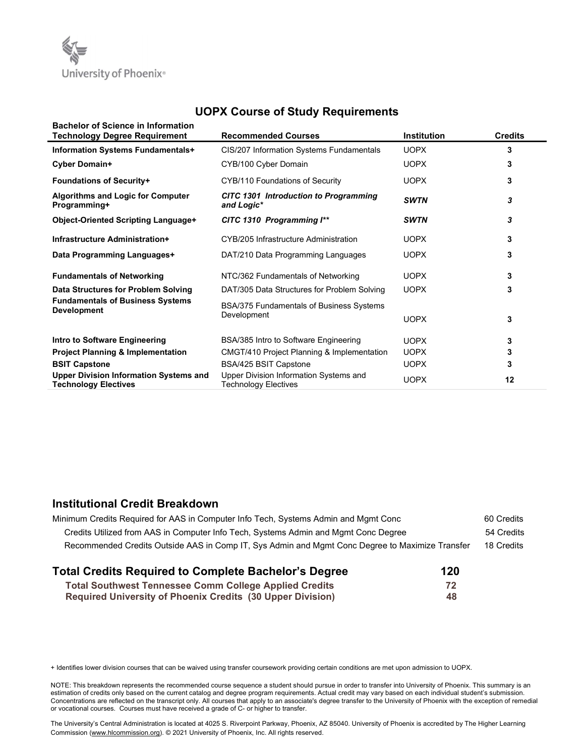University of Phoenix®

## UOPX Course of Study Requirements

| Bachelor of Science in Information Technology Degree Requirement | Recommended Courses | Institution | Credits |
|---|---|---|---|
| **Information Systems Fundamentals+** | CIS/207 Information Systems Fundamentals | UOPX | 3 |
| **Cyber Domain+** | CYB/100 Cyber Domain | UOPX | 3 |
| **Foundations of Security+** | CYB/110 Foundations of Security | UOPX | 3 |
| **Algorithms and Logic for Computer Programming+** | ***CITC 1301 Introduction to Programming and Logic**** | ***SWTN*** | ***3*** |
| **Object-Oriented Scripting Language+** | ***CITC 1310 Programming I***** | ***SWTN*** | ***3*** |
| **Infrastructure Administration+** | CYB/205 Infrastructure Administration | UOPX | 3 |
| **Data Programming Languages+** | DAT/210 Data Programming Languages | UOPX | 3 |
| **Fundamentals of Networking** | NTC/362 Fundamentals of Networking | UOPX | 3 |
| **Data Structures for Problem Solving** | DAT/305 Data Structures for Problem Solving | UOPX | 3 |
| **Fundamentals of Business Systems Development** | BSA/375 Fundamentals of Business Systems Development | UOPX | 3 |
| **Intro to Software Engineering** | BSA/385 Intro to Software Engineering | UOPX | 3 |
| **Project Planning & Implementation** | CMGT/410 Project Planning & Implementation | UOPX | 3 |
| **BSIT Capstone** | BSA/425 BSIT Capstone | UOPX | 3 |
| **Upper Division Information Systems and Technology Electives** | Upper Division Information Systems and Technology Electives | UOPX | 12 |

## Institutional Credit Breakdown

| | |
|---|---|
| Minimum Credits Required for AAS in Computer Info Tech, Systems Admin and Mgmt Conc | 60 Credits |
| Credits Utilized from AAS in Computer Info Tech, Systems Admin and Mgmt Conc Degree | 54 Credits |
| Recommended Credits Outside AAS in Comp IT, Sys Admin and Mgmt Conc Degree to Maximize Transfer | 18 Credits |

| | |
|---|---|
| **Total Credits Required to Complete Bachelor's Degree** | **120** |
| **Total Southwest Tennessee Comm College Applied Credits** | **72** |
| **Required University of Phoenix Credits (30 Upper Division)** | **48** |

+ Identifies lower division courses that can be waived using transfer coursework providing certain conditions are met upon admission to UOPX.

NOTE: This breakdown represents the recommended course sequence a student should pursue in order to transfer into University of Phoenix. This summary is an estimation of credits only based on the current catalog and degree program requirements. Actual credit may vary based on each individual student's submission. Concentrations are reflected on the transcript only. All courses that apply to an associate's degree transfer to the University of Phoenix with the exception of remedial or vocational courses. Courses must have received a grade of C- or higher to transfer.

The University's Central Administration is located at 4025 S. Riverpoint Parkway, Phoenix, AZ 85040. University of Phoenix is accredited by The Higher Learning Commission (www.hlcommission.org). © 2021 University of Phoenix, Inc. All rights reserved.